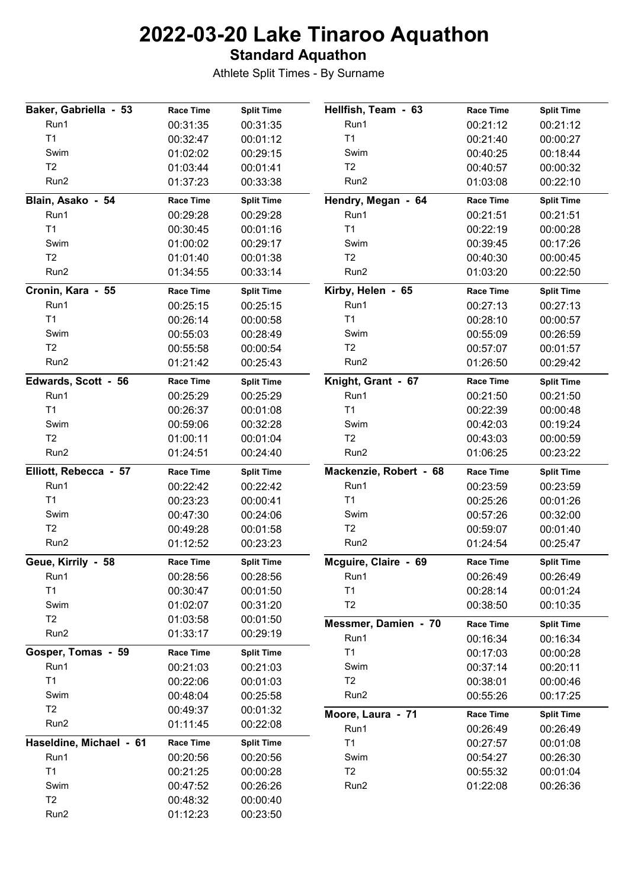# 2022-03-20 Lake Tinaroo Aquathon

## Standard Aquathon

Athlete Split Times - By Surname

| Baker, Gabriella - 53 | Race Time | Split Time |
|---|---|---|
| Run1 | 00:31:35 | 00:31:35 |
| T1 | 00:32:47 | 00:01:12 |
| Swim | 01:02:02 | 00:29:15 |
| T2 | 01:03:44 | 00:01:41 |
| Run2 | 01:37:23 | 00:33:38 |

| Blain, Asako - 54 | Race Time | Split Time |
|---|---|---|
| Run1 | 00:29:28 | 00:29:28 |
| T1 | 00:30:45 | 00:01:16 |
| Swim | 01:00:02 | 00:29:17 |
| T2 | 01:01:40 | 00:01:38 |
| Run2 | 01:34:55 | 00:33:14 |

| Cronin, Kara - 55 | Race Time | Split Time |
|---|---|---|
| Run1 | 00:25:15 | 00:25:15 |
| T1 | 00:26:14 | 00:00:58 |
| Swim | 00:55:03 | 00:28:49 |
| T2 | 00:55:58 | 00:00:54 |
| Run2 | 01:21:42 | 00:25:43 |

| Edwards, Scott - 56 | Race Time | Split Time |
|---|---|---|
| Run1 | 00:25:29 | 00:25:29 |
| T1 | 00:26:37 | 00:01:08 |
| Swim | 00:59:06 | 00:32:28 |
| T2 | 01:00:11 | 00:01:04 |
| Run2 | 01:24:51 | 00:24:40 |

| Elliott, Rebecca - 57 | Race Time | Split Time |
|---|---|---|
| Run1 | 00:22:42 | 00:22:42 |
| T1 | 00:23:23 | 00:00:41 |
| Swim | 00:47:30 | 00:24:06 |
| T2 | 00:49:28 | 00:01:58 |
| Run2 | 01:12:52 | 00:23:23 |

| Geue, Kirrily - 58 | Race Time | Split Time |
|---|---|---|
| Run1 | 00:28:56 | 00:28:56 |
| T1 | 00:30:47 | 00:01:50 |
| Swim | 01:02:07 | 00:31:20 |
| T2 | 01:03:58 | 00:01:50 |
| Run2 | 01:33:17 | 00:29:19 |

| Gosper, Tomas - 59 | Race Time | Split Time |
|---|---|---|
| Run1 | 00:21:03 | 00:21:03 |
| T1 | 00:22:06 | 00:01:03 |
| Swim | 00:48:04 | 00:25:58 |
| T2 | 00:49:37 | 00:01:32 |
| Run2 | 01:11:45 | 00:22:08 |

| Haseldine, Michael - 61 | Race Time | Split Time |
|---|---|---|
| Run1 | 00:20:56 | 00:20:56 |
| T1 | 00:21:25 | 00:00:28 |
| Swim | 00:47:52 | 00:26:26 |
| T2 | 00:48:32 | 00:00:40 |
| Run2 | 01:12:23 | 00:23:50 |

| Hellfish, Team - 63 | Race Time | Split Time |
|---|---|---|
| Run1 | 00:21:12 | 00:21:12 |
| T1 | 00:21:40 | 00:00:27 |
| Swim | 00:40:25 | 00:18:44 |
| T2 | 00:40:57 | 00:00:32 |
| Run2 | 01:03:08 | 00:22:10 |

| Hendry, Megan - 64 | Race Time | Split Time |
|---|---|---|
| Run1 | 00:21:51 | 00:21:51 |
| T1 | 00:22:19 | 00:00:28 |
| Swim | 00:39:45 | 00:17:26 |
| T2 | 00:40:30 | 00:00:45 |
| Run2 | 01:03:20 | 00:22:50 |

| Kirby, Helen - 65 | Race Time | Split Time |
|---|---|---|
| Run1 | 00:27:13 | 00:27:13 |
| T1 | 00:28:10 | 00:00:57 |
| Swim | 00:55:09 | 00:26:59 |
| T2 | 00:57:07 | 00:01:57 |
| Run2 | 01:26:50 | 00:29:42 |

| Knight, Grant - 67 | Race Time | Split Time |
|---|---|---|
| Run1 | 00:21:50 | 00:21:50 |
| T1 | 00:22:39 | 00:00:48 |
| Swim | 00:42:03 | 00:19:24 |
| T2 | 00:43:03 | 00:00:59 |
| Run2 | 01:06:25 | 00:23:22 |

| Mackenzie, Robert - 68 | Race Time | Split Time |
|---|---|---|
| Run1 | 00:23:59 | 00:23:59 |
| T1 | 00:25:26 | 00:01:26 |
| Swim | 00:57:26 | 00:32:00 |
| T2 | 00:59:07 | 00:01:40 |
| Run2 | 01:24:54 | 00:25:47 |

| Mcguire, Claire - 69 | Race Time | Split Time |
|---|---|---|
| Run1 | 00:26:49 | 00:26:49 |
| T1 | 00:28:14 | 00:01:24 |
| T2 | 00:38:50 | 00:10:35 |

| Messmer, Damien - 70 | Race Time | Split Time |
|---|---|---|
| Run1 | 00:16:34 | 00:16:34 |
| T1 | 00:17:03 | 00:00:28 |
| Swim | 00:37:14 | 00:20:11 |
| T2 | 00:38:01 | 00:00:46 |
| Run2 | 00:55:26 | 00:17:25 |

| Moore, Laura - 71 | Race Time | Split Time |
|---|---|---|
| Run1 | 00:26:49 | 00:26:49 |
| T1 | 00:27:57 | 00:01:08 |
| Swim | 00:54:27 | 00:26:30 |
| T2 | 00:55:32 | 00:01:04 |
| Run2 | 01:22:08 | 00:26:36 |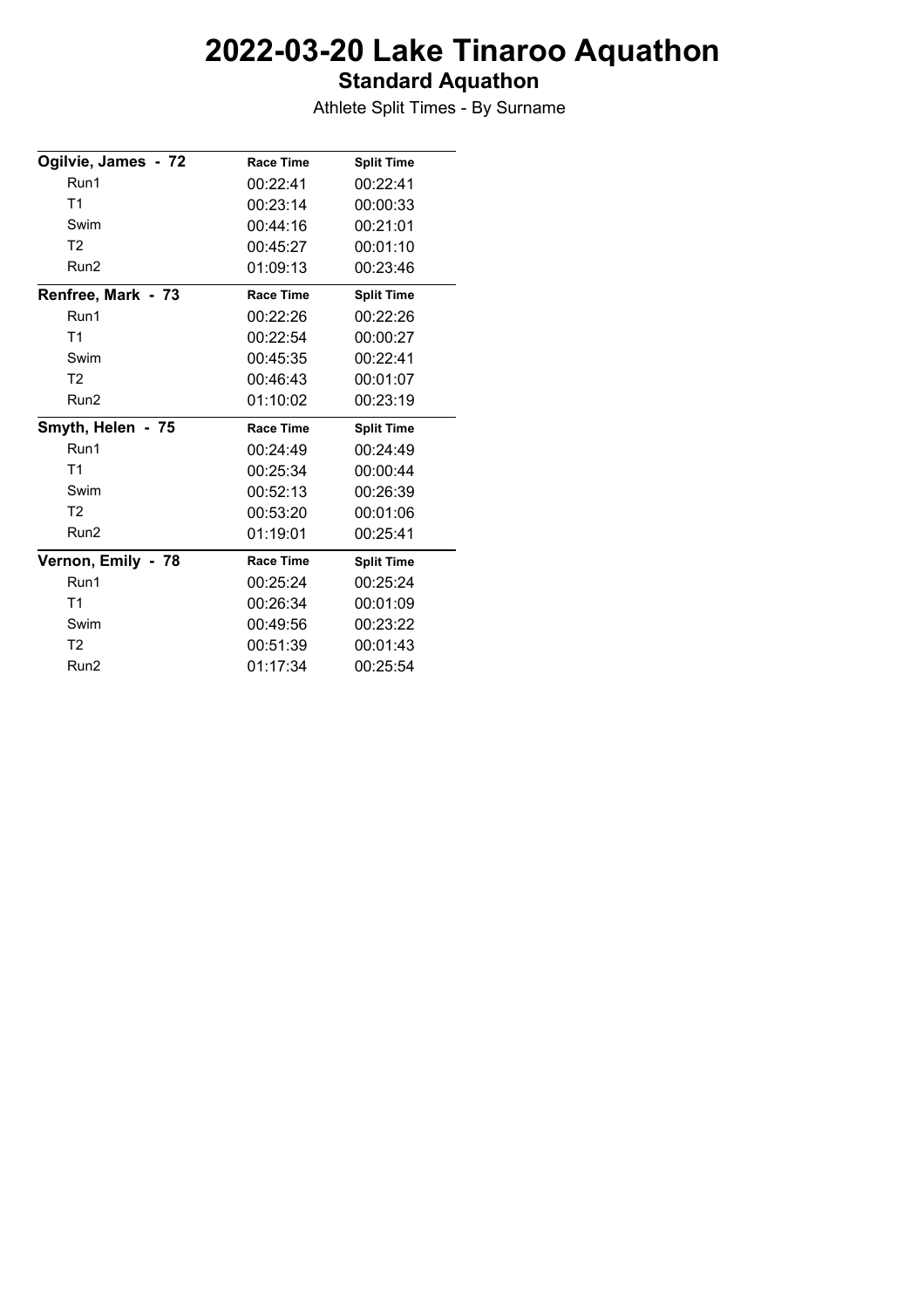# 2022-03-20 Lake Tinaroo Aquathon

## Standard Aquathon

Athlete Split Times - By Surname

| Ogilvie, James - 72 | Race Time | Split Time |
| --- | --- | --- |
| Run1 | 00:22:41 | 00:22:41 |
| T1 | 00:23:14 | 00:00:33 |
| Swim | 00:44:16 | 00:21:01 |
| T2 | 00:45:27 | 00:01:10 |
| Run2 | 01:09:13 | 00:23:46 |

| Renfree, Mark - 73 | Race Time | Split Time |
| --- | --- | --- |
| Run1 | 00:22:26 | 00:22:26 |
| T1 | 00:22:54 | 00:00:27 |
| Swim | 00:45:35 | 00:22:41 |
| T2 | 00:46:43 | 00:01:07 |
| Run2 | 01:10:02 | 00:23:19 |

| Smyth, Helen - 75 | Race Time | Split Time |
| --- | --- | --- |
| Run1 | 00:24:49 | 00:24:49 |
| T1 | 00:25:34 | 00:00:44 |
| Swim | 00:52:13 | 00:26:39 |
| T2 | 00:53:20 | 00:01:06 |
| Run2 | 01:19:01 | 00:25:41 |

| Vernon, Emily - 78 | Race Time | Split Time |
| --- | --- | --- |
| Run1 | 00:25:24 | 00:25:24 |
| T1 | 00:26:34 | 00:01:09 |
| Swim | 00:49:56 | 00:23:22 |
| T2 | 00:51:39 | 00:01:43 |
| Run2 | 01:17:34 | 00:25:54 |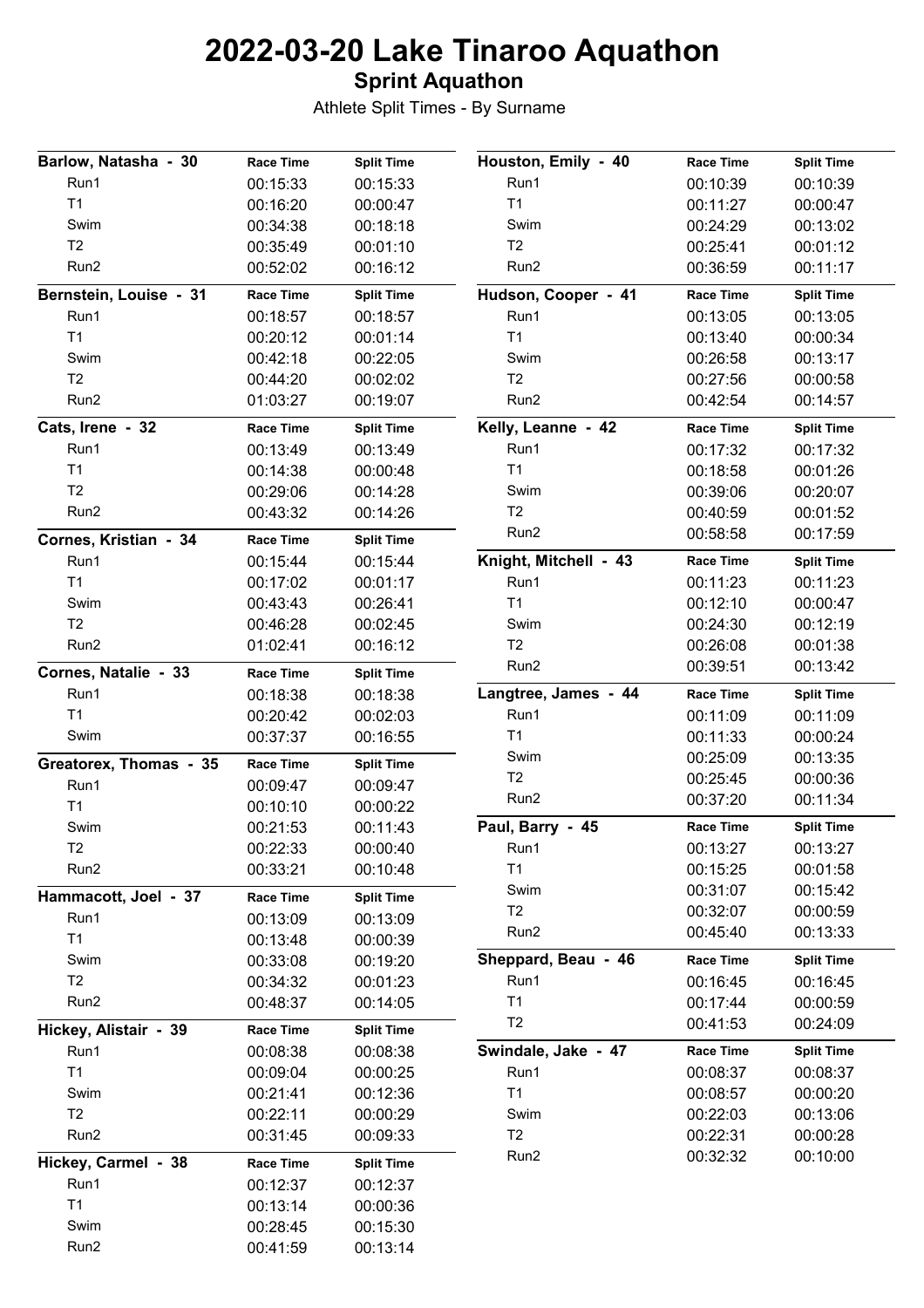# 2022-03-20 Lake Tinaroo Aquathon

## Sprint Aquathon

Athlete Split Times - By Surname

| Barlow, Natasha - 30 | Race Time | Split Time |
|---|---|---|
| Run1 | 00:15:33 | 00:15:33 |
| T1 | 00:16:20 | 00:00:47 |
| Swim | 00:34:38 | 00:18:18 |
| T2 | 00:35:49 | 00:01:10 |
| Run2 | 00:52:02 | 00:16:12 |

| Bernstein, Louise - 31 | Race Time | Split Time |
|---|---|---|
| Run1 | 00:18:57 | 00:18:57 |
| T1 | 00:20:12 | 00:01:14 |
| Swim | 00:42:18 | 00:22:05 |
| T2 | 00:44:20 | 00:02:02 |
| Run2 | 01:03:27 | 00:19:07 |

| Cats, Irene - 32 | Race Time | Split Time |
|---|---|---|
| Run1 | 00:13:49 | 00:13:49 |
| T1 | 00:14:38 | 00:00:48 |
| T2 | 00:29:06 | 00:14:28 |
| Run2 | 00:43:32 | 00:14:26 |

| Cornes, Kristian - 34 | Race Time | Split Time |
|---|---|---|
| Run1 | 00:15:44 | 00:15:44 |
| T1 | 00:17:02 | 00:01:17 |
| Swim | 00:43:43 | 00:26:41 |
| T2 | 00:46:28 | 00:02:45 |
| Run2 | 01:02:41 | 00:16:12 |

| Cornes, Natalie - 33 | Race Time | Split Time |
|---|---|---|
| Run1 | 00:18:38 | 00:18:38 |
| T1 | 00:20:42 | 00:02:03 |
| Swim | 00:37:37 | 00:16:55 |

| Greatorex, Thomas - 35 | Race Time | Split Time |
|---|---|---|
| Run1 | 00:09:47 | 00:09:47 |
| T1 | 00:10:10 | 00:00:22 |
| Swim | 00:21:53 | 00:11:43 |
| T2 | 00:22:33 | 00:00:40 |
| Run2 | 00:33:21 | 00:10:48 |

| Hammacott, Joel - 37 | Race Time | Split Time |
|---|---|---|
| Run1 | 00:13:09 | 00:13:09 |
| T1 | 00:13:48 | 00:00:39 |
| Swim | 00:33:08 | 00:19:20 |
| T2 | 00:34:32 | 00:01:23 |
| Run2 | 00:48:37 | 00:14:05 |

| Hickey, Alistair - 39 | Race Time | Split Time |
|---|---|---|
| Run1 | 00:08:38 | 00:08:38 |
| T1 | 00:09:04 | 00:00:25 |
| Swim | 00:21:41 | 00:12:36 |
| T2 | 00:22:11 | 00:00:29 |
| Run2 | 00:31:45 | 00:09:33 |

| Hickey, Carmel - 38 | Race Time | Split Time |
|---|---|---|
| Run1 | 00:12:37 | 00:12:37 |
| T1 | 00:13:14 | 00:00:36 |
| Swim | 00:28:45 | 00:15:30 |
| Run2 | 00:41:59 | 00:13:14 |

| Houston, Emily - 40 | Race Time | Split Time |
|---|---|---|
| Run1 | 00:10:39 | 00:10:39 |
| T1 | 00:11:27 | 00:00:47 |
| Swim | 00:24:29 | 00:13:02 |
| T2 | 00:25:41 | 00:01:12 |
| Run2 | 00:36:59 | 00:11:17 |

| Hudson, Cooper - 41 | Race Time | Split Time |
|---|---|---|
| Run1 | 00:13:05 | 00:13:05 |
| T1 | 00:13:40 | 00:00:34 |
| Swim | 00:26:58 | 00:13:17 |
| T2 | 00:27:56 | 00:00:58 |
| Run2 | 00:42:54 | 00:14:57 |

| Kelly, Leanne - 42 | Race Time | Split Time |
|---|---|---|
| Run1 | 00:17:32 | 00:17:32 |
| T1 | 00:18:58 | 00:01:26 |
| Swim | 00:39:06 | 00:20:07 |
| T2 | 00:40:59 | 00:01:52 |
| Run2 | 00:58:58 | 00:17:59 |

| Knight, Mitchell - 43 | Race Time | Split Time |
|---|---|---|
| Run1 | 00:11:23 | 00:11:23 |
| T1 | 00:12:10 | 00:00:47 |
| Swim | 00:24:30 | 00:12:19 |
| T2 | 00:26:08 | 00:01:38 |
| Run2 | 00:39:51 | 00:13:42 |

| Langtree, James - 44 | Race Time | Split Time |
|---|---|---|
| Run1 | 00:11:09 | 00:11:09 |
| T1 | 00:11:33 | 00:00:24 |
| Swim | 00:25:09 | 00:13:35 |
| T2 | 00:25:45 | 00:00:36 |
| Run2 | 00:37:20 | 00:11:34 |

| Paul, Barry - 45 | Race Time | Split Time |
|---|---|---|
| Run1 | 00:13:27 | 00:13:27 |
| T1 | 00:15:25 | 00:01:58 |
| Swim | 00:31:07 | 00:15:42 |
| T2 | 00:32:07 | 00:00:59 |
| Run2 | 00:45:40 | 00:13:33 |

| Sheppard, Beau - 46 | Race Time | Split Time |
|---|---|---|
| Run1 | 00:16:45 | 00:16:45 |
| T1 | 00:17:44 | 00:00:59 |
| T2 | 00:41:53 | 00:24:09 |

| Swindale, Jake - 47 | Race Time | Split Time |
|---|---|---|
| Run1 | 00:08:37 | 00:08:37 |
| T1 | 00:08:57 | 00:00:20 |
| Swim | 00:22:03 | 00:13:06 |
| T2 | 00:22:31 | 00:00:28 |
| Run2 | 00:32:32 | 00:10:00 |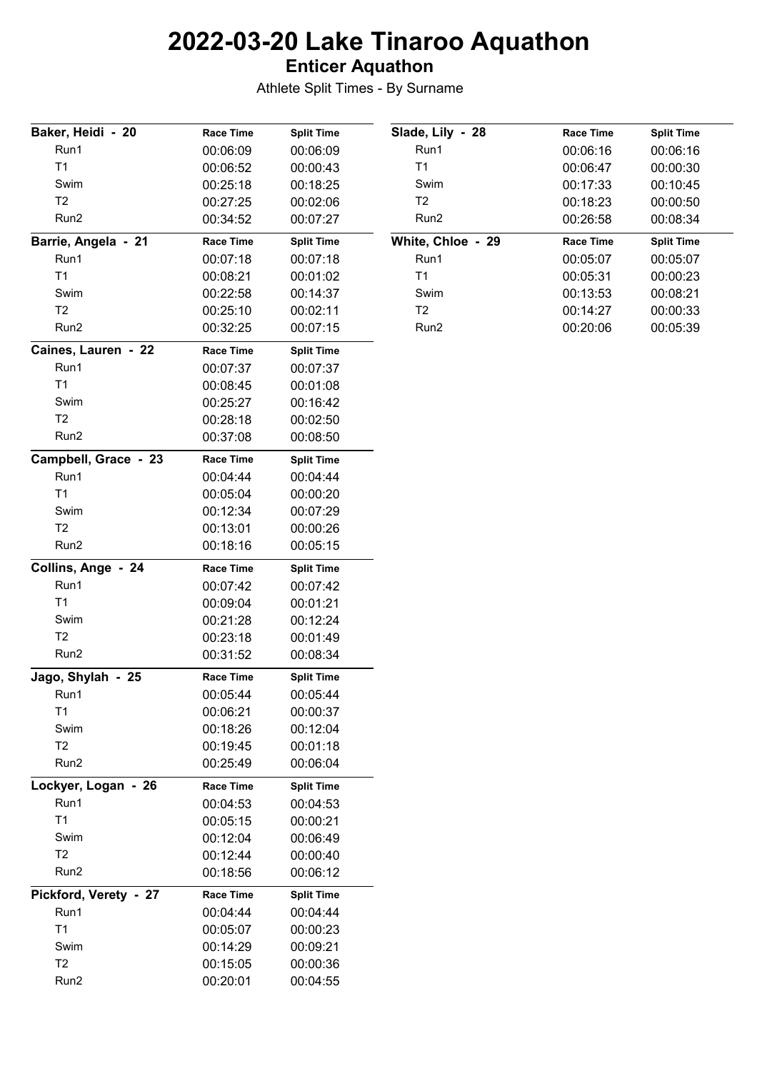# 2022-03-20 Lake Tinaroo Aquathon

## Enticer Aquathon

Athlete Split Times - By Surname

| Baker, Heidi - 20 | Race Time | Split Time |
|---|---|---|
| Run1 | 00:06:09 | 00:06:09 |
| T1 | 00:06:52 | 00:00:43 |
| Swim | 00:25:18 | 00:18:25 |
| T2 | 00:27:25 | 00:02:06 |
| Run2 | 00:34:52 | 00:07:27 |

| Barrie, Angela - 21 | Race Time | Split Time |
|---|---|---|
| Run1 | 00:07:18 | 00:07:18 |
| T1 | 00:08:21 | 00:01:02 |
| Swim | 00:22:58 | 00:14:37 |
| T2 | 00:25:10 | 00:02:11 |
| Run2 | 00:32:25 | 00:07:15 |

| Caines, Lauren - 22 | Race Time | Split Time |
|---|---|---|
| Run1 | 00:07:37 | 00:07:37 |
| T1 | 00:08:45 | 00:01:08 |
| Swim | 00:25:27 | 00:16:42 |
| T2 | 00:28:18 | 00:02:50 |
| Run2 | 00:37:08 | 00:08:50 |

| Campbell, Grace - 23 | Race Time | Split Time |
|---|---|---|
| Run1 | 00:04:44 | 00:04:44 |
| T1 | 00:05:04 | 00:00:20 |
| Swim | 00:12:34 | 00:07:29 |
| T2 | 00:13:01 | 00:00:26 |
| Run2 | 00:18:16 | 00:05:15 |

| Collins, Ange - 24 | Race Time | Split Time |
|---|---|---|
| Run1 | 00:07:42 | 00:07:42 |
| T1 | 00:09:04 | 00:01:21 |
| Swim | 00:21:28 | 00:12:24 |
| T2 | 00:23:18 | 00:01:49 |
| Run2 | 00:31:52 | 00:08:34 |

| Jago, Shylah - 25 | Race Time | Split Time |
|---|---|---|
| Run1 | 00:05:44 | 00:05:44 |
| T1 | 00:06:21 | 00:00:37 |
| Swim | 00:18:26 | 00:12:04 |
| T2 | 00:19:45 | 00:01:18 |
| Run2 | 00:25:49 | 00:06:04 |

| Lockyer, Logan - 26 | Race Time | Split Time |
|---|---|---|
| Run1 | 00:04:53 | 00:04:53 |
| T1 | 00:05:15 | 00:00:21 |
| Swim | 00:12:04 | 00:06:49 |
| T2 | 00:12:44 | 00:00:40 |
| Run2 | 00:18:56 | 00:06:12 |

| Pickford, Verety - 27 | Race Time | Split Time |
|---|---|---|
| Run1 | 00:04:44 | 00:04:44 |
| T1 | 00:05:07 | 00:00:23 |
| Swim | 00:14:29 | 00:09:21 |
| T2 | 00:15:05 | 00:00:36 |
| Run2 | 00:20:01 | 00:04:55 |

| Slade, Lily - 28 | Race Time | Split Time |
|---|---|---|
| Run1 | 00:06:16 | 00:06:16 |
| T1 | 00:06:47 | 00:00:30 |
| Swim | 00:17:33 | 00:10:45 |
| T2 | 00:18:23 | 00:00:50 |
| Run2 | 00:26:58 | 00:08:34 |

| White, Chloe - 29 | Race Time | Split Time |
|---|---|---|
| Run1 | 00:05:07 | 00:05:07 |
| T1 | 00:05:31 | 00:00:23 |
| Swim | 00:13:53 | 00:08:21 |
| T2 | 00:14:27 | 00:00:33 |
| Run2 | 00:20:06 | 00:05:39 |